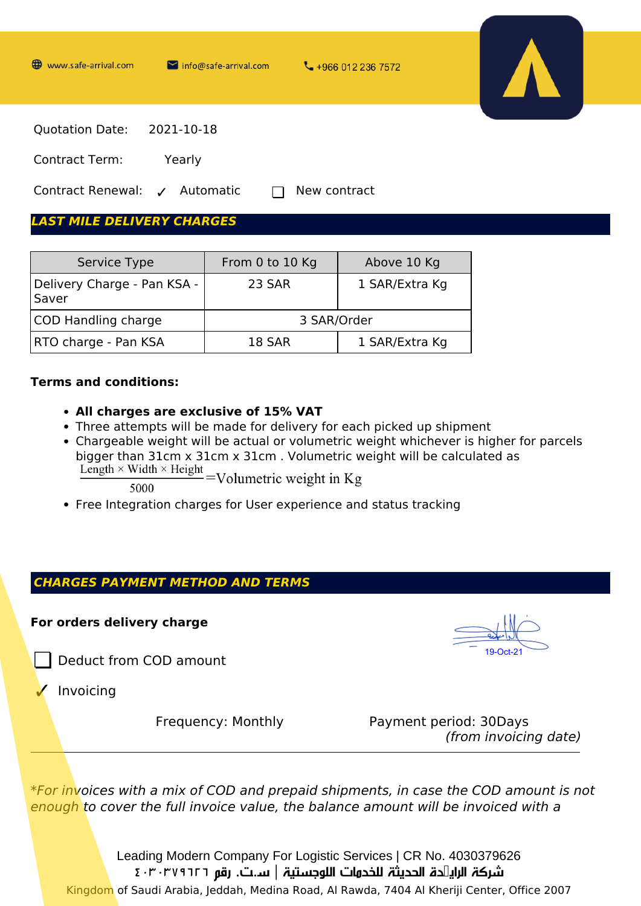www.safe-arrival.com    info@safe-arrival.com    +966 012 236 7572

Quotation Date: 2021-10-18

Contract Term: Yearly

Contract Renewal: ✓ Automatic ☐ New contract

## LAST MILE DELIVERY CHARGES

| Service Type | From 0 to 10 Kg | Above 10 Kg |
|---|---|---|
| Delivery Charge - Pan KSA - Saver | 23 SAR | 1 SAR/Extra Kg |
| COD Handling charge | 3 SAR/Order | |
| RTO charge - Pan KSA | 18 SAR | 1 SAR/Extra Kg |

**Terms and conditions:**

- **All charges are exclusive of 15% VAT**
- Three attempts will be made for delivery for each picked up shipment
- Chargeable weight will be actual or volumetric weight whichever is higher for parcels bigger than 31cm x 31cm x 31cm . Volumetric weight will be calculated as

$$\frac{\text{Length} \times \text{Width} \times \text{Height}}{5000} = \text{Volumetric weight in Kg}$$

- Free Integration charges for User experience and status tracking

## CHARGES PAYMENT METHOD AND TERMS

**For orders delivery charge**

19-Oct-21

☐ Deduct from COD amount

✓ Invoicing

Frequency: Monthly    Payment period: 30Days *(from invoicing date)*

---

*\*For invoices with a mix of COD and prepaid shipments, in case the COD amount is not enough to cover the full invoice value, the balance amount will be invoiced with a*

Leading Modern Company For Logistic Services | CR No. 4030379626

شركة الرائدة الحديثة للخدمات اللوجستية | س.ت. رقم ٤٠٣٠٣٧٩٦٢٦

Kingdom of Saudi Arabia, Jeddah, Medina Road, Al Rawda, 7404 Al Kheriji Center, Office 2007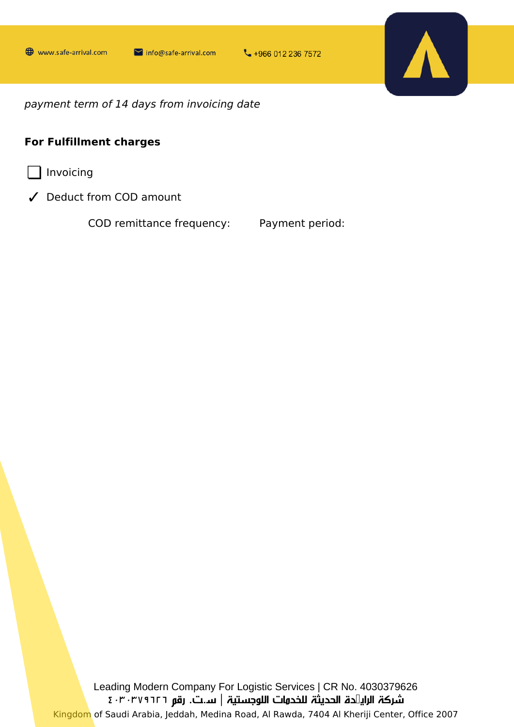*payment term of 14 days from invoicing date*

**For Fulfillment charges**

- ☐ Invoicing
- ✓ Deduct from COD amount

COD remittance frequency: Payment period: